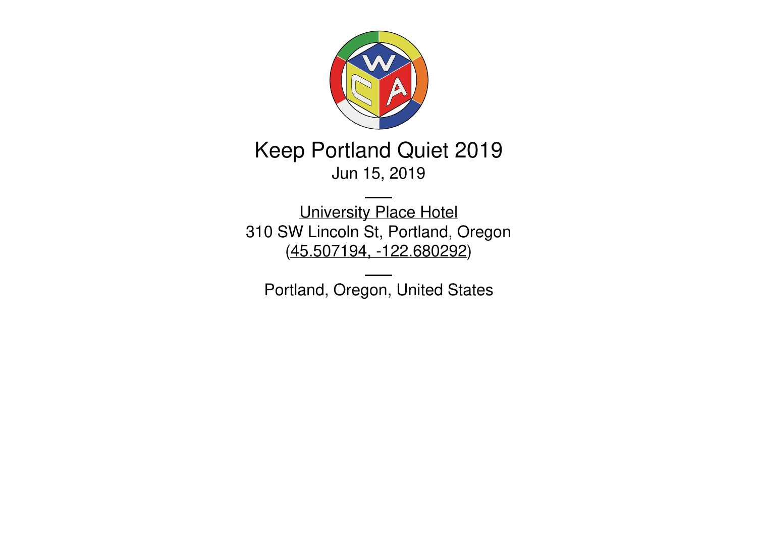# Keep Portland Quiet 2019

Jun 15, 2019

---

[University Place Hotel]
310 SW Lincoln St, Portland, Oregon
([45.507194, -122.680292])

---

Portland, Oregon, United States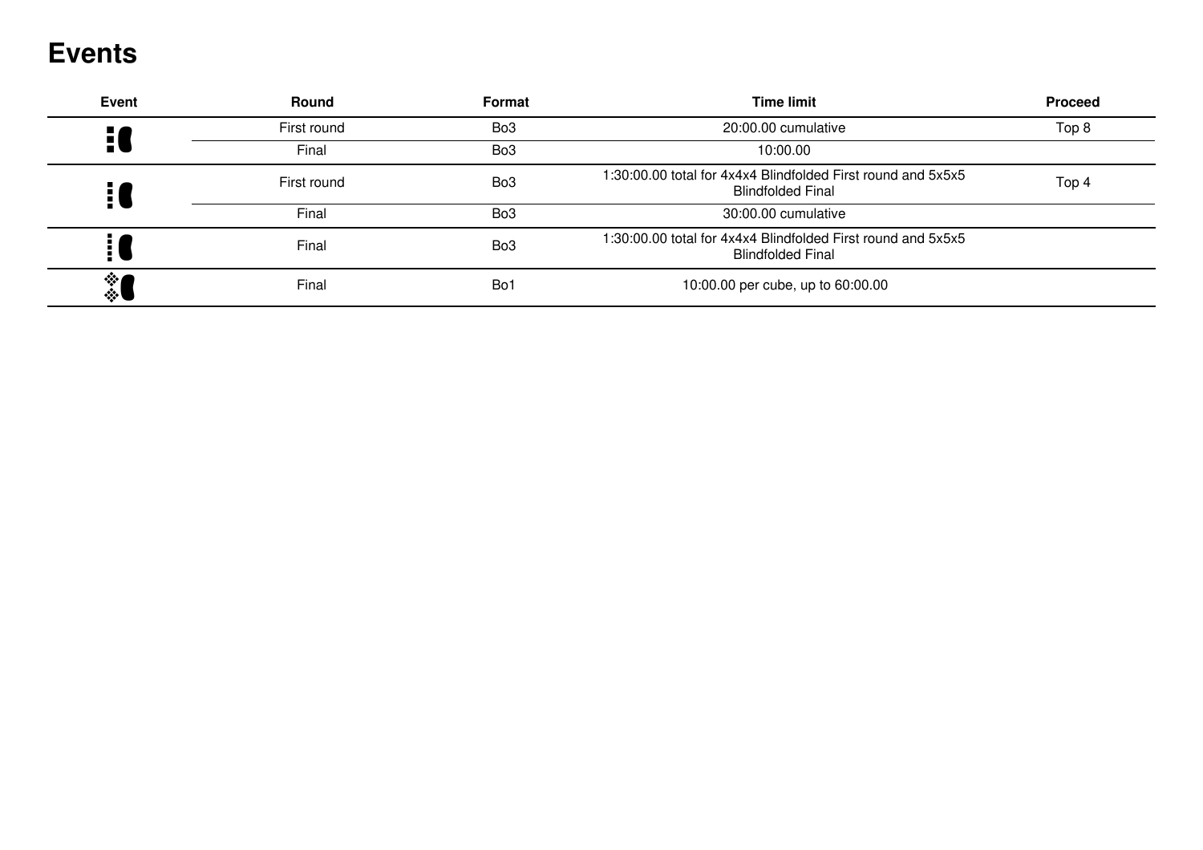# Events

| Event | Round | Format | Time limit | Proceed |
|---|---|---|---|---|
| | First round | Bo3 | 20:00.00 cumulative | Top 8 |
| | Final | Bo3 | 10:00.00 | |
| | First round | Bo3 | 1:30:00.00 total for 4x4x4 Blindfolded First round and 5x5x5 Blindfolded Final | Top 4 |
| | Final | Bo3 | 30:00.00 cumulative | |
| | Final | Bo3 | 1:30:00.00 total for 4x4x4 Blindfolded First round and 5x5x5 Blindfolded Final | |
| | Final | Bo1 | 10:00.00 per cube, up to 60:00.00 | |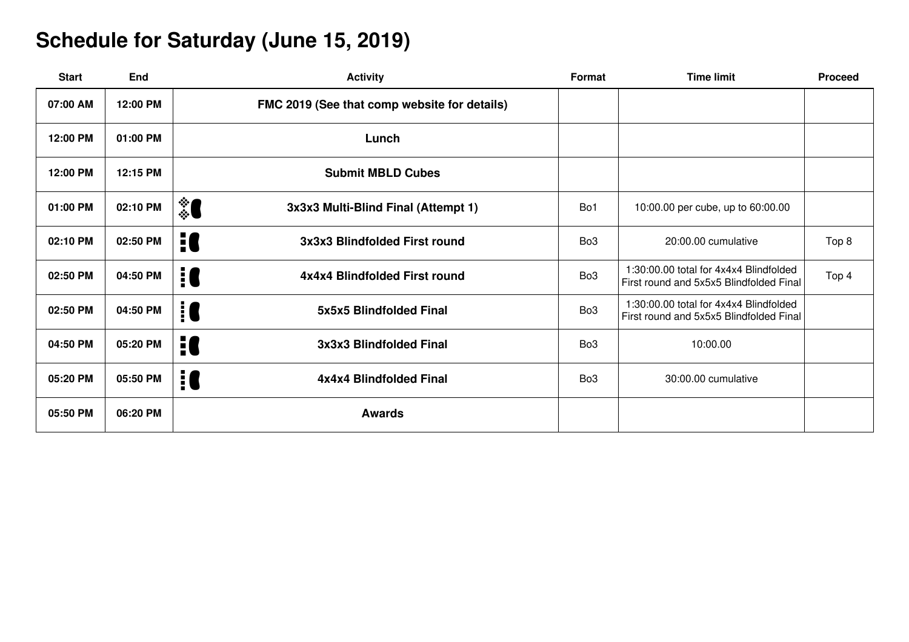# Schedule for Saturday (June 15, 2019)

| Start | End | Activity | Format | Time limit | Proceed |
|---|---|---|---|---|---|
| 07:00 AM | 12:00 PM | FMC 2019 (See that comp website for details) | | | |
| 12:00 PM | 01:00 PM | Lunch | | | |
| 12:00 PM | 12:15 PM | Submit MBLD Cubes | | | |
| 01:00 PM | 02:10 PM | 3x3x3 Multi-Blind Final (Attempt 1) | Bo1 | 10:00.00 per cube, up to 60:00.00 | |
| 02:10 PM | 02:50 PM | 3x3x3 Blindfolded First round | Bo3 | 20:00.00 cumulative | Top 8 |
| 02:50 PM | 04:50 PM | 4x4x4 Blindfolded First round | Bo3 | 1:30:00.00 total for 4x4x4 Blindfolded First round and 5x5x5 Blindfolded Final | Top 4 |
| 02:50 PM | 04:50 PM | 5x5x5 Blindfolded Final | Bo3 | 1:30:00.00 total for 4x4x4 Blindfolded First round and 5x5x5 Blindfolded Final | |
| 04:50 PM | 05:20 PM | 3x3x3 Blindfolded Final | Bo3 | 10:00.00 | |
| 05:20 PM | 05:50 PM | 4x4x4 Blindfolded Final | Bo3 | 30:00.00 cumulative | |
| 05:50 PM | 06:20 PM | Awards | | | |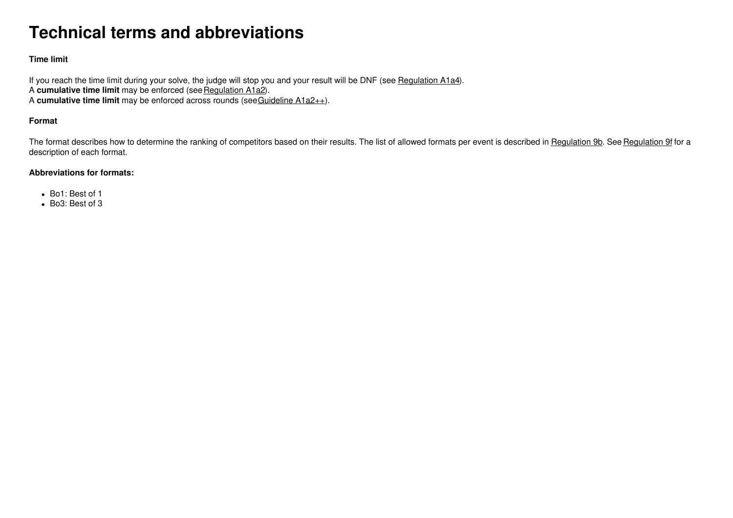# Technical terms and abbreviations

**Time limit**

If you reach the time limit during your solve, the judge will stop you and your result will be DNF (see Regulation A1a4).
A **cumulative time limit** may be enforced (see Regulation A1a2).
A **cumulative time limit** may be enforced across rounds (see Guideline A1a2++).

**Format**

The format describes how to determine the ranking of competitors based on their results. The list of allowed formats per event is described in Regulation 9b. See Regulation 9f for a description of each format.

**Abbreviations for formats:**

- Bo1: Best of 1
- Bo3: Best of 3